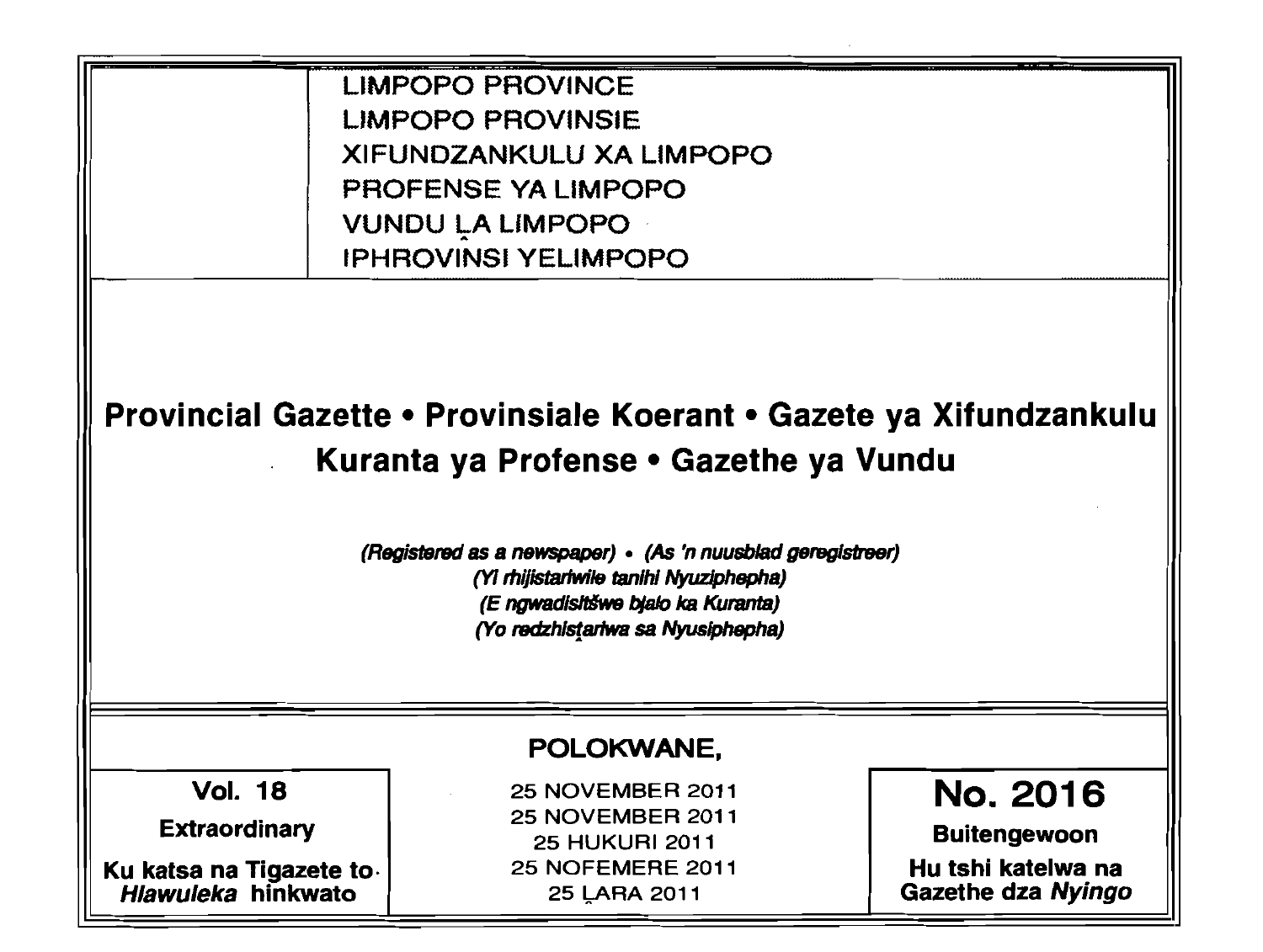LIMPOPO PROVINCE
LIMPOPO PROVINSIE
XIFUNDZANKULU XA LIMPOPO
PROFENSE YA LIMPOPO
VUNDU LA LIMPOPO
IPHROVINSI YELIMPOPO

# Provincial Gazette • Provinsiale Koerant • Gazete ya Xifundzankulu Kuranta ya Profense • Gazethe ya Vundu

*(Registered as a newspaper) • (As 'n nuusblad geregistreer)*
*(Yi rhijistariwile tanihi Nyuziphepha)*
*(E ngwadisitšwe bjalo ka Kuranta)*
*(Yo redzhistariwa sa Nyusiphepha)*

**POLOKWANE,**

| Vol. 18 | 25 NOVEMBER 2011 | No. 2016 |
|---|---|---|
| **Extraordinary** | 25 NOVEMBER 2011 | **Buitengewoon** |
| **Ku katsa na Tigazete to *Hlawuleka* hinkwato** | 25 HUKURI 2011<br>25 NOFEMERE 2011<br>25 LARA 2011 | **Hu tshi katelwa na Gazethe dza *Nyingo*** |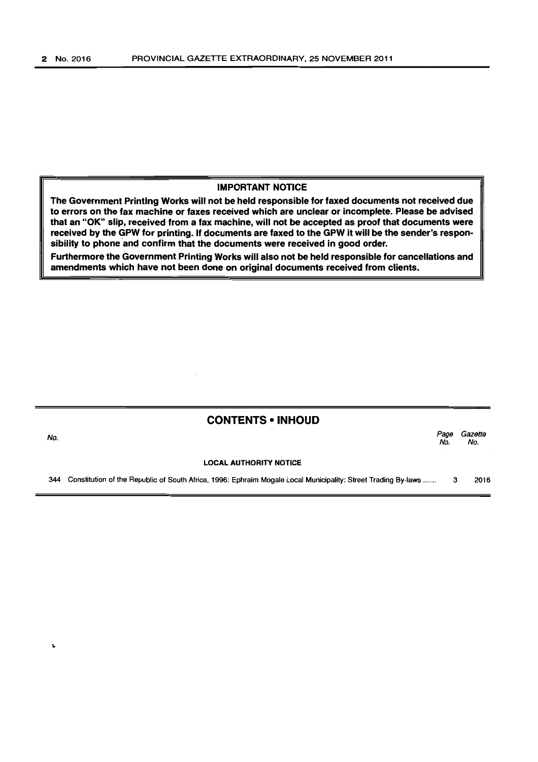## IMPORTANT NOTICE

**The Government Printing Works will not be held responsible for faxed documents not received due to errors on the fax machine or faxes received which are unclear or incomplete. Please be advised that an "OK" slip, received from a fax machine, will not be accepted as proof that documents were received by the GPW for printing. If documents are faxed to the GPW it will be the sender's responsibility to phone and confirm that the documents were received in good order.**

**Furthermore the Government Printing Works will also not be held responsible for cancellations and amendments which have not been done on original documents received from clients.**

## CONTENTS • INHOUD

| No. | | Page No. | Gazette No. |
|---|---|---|---|
| | **LOCAL AUTHORITY NOTICE** | | |
| 344 | Constitution of the Republic of South Africa, 1996: Ephraim Mogale Local Municipality: Street Trading By-laws ....... | 3 | 2016 |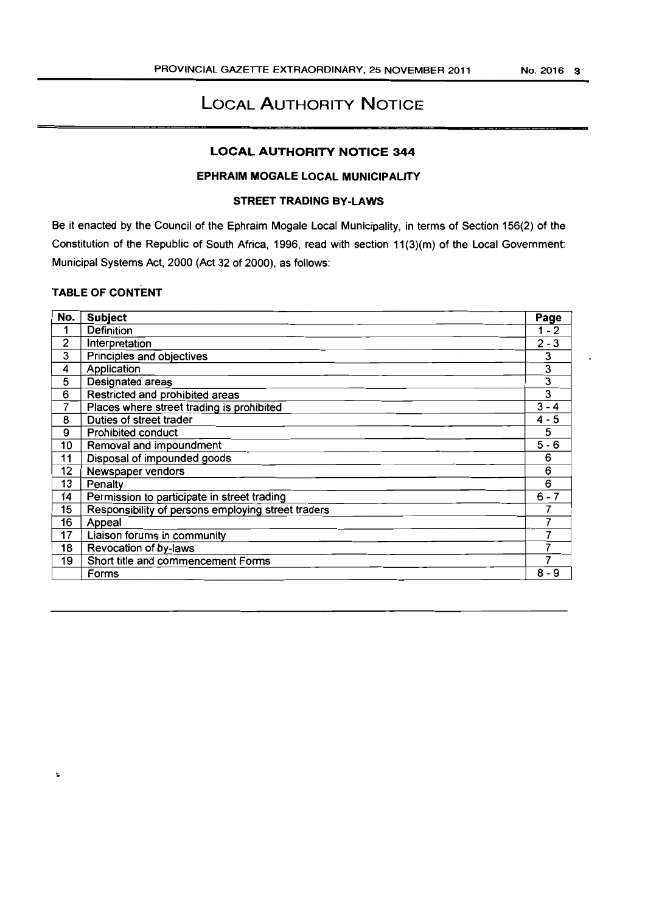# LOCAL AUTHORITY NOTICE

## LOCAL AUTHORITY NOTICE 344

### EPHRAIM MOGALE LOCAL MUNICIPALITY

### STREET TRADING BY-LAWS

Be it enacted by the Council of the Ephraim Mogale Local Municipality, in terms of Section 156(2) of the Constitution of the Republic of South Africa, 1996, read with section 11(3)(m) of the Local Government: Municipal Systems Act, 2000 (Act 32 of 2000), as follows:

**TABLE OF CONTENT**

| No. | Subject | Page |
|---|---|---|
| 1 | Definition | 1 - 2 |
| 2 | Interpretation | 2 - 3 |
| 3 | Principles and objectives | 3 |
| 4 | Application | 3 |
| 5 | Designated areas | 3 |
| 6 | Restricted and prohibited areas | 3 |
| 7 | Places where street trading is prohibited | 3 - 4 |
| 8 | Duties of street trader | 4 - 5 |
| 9 | Prohibited conduct | 5 |
| 10 | Removal and impoundment | 5 - 6 |
| 11 | Disposal of impounded goods | 6 |
| 12 | Newspaper vendors | 6 |
| 13 | Penalty | 6 |
| 14 | Permission to participate in street trading | 6 - 7 |
| 15 | Responsibility of persons employing street traders | 7 |
| 16 | Appeal | 7 |
| 17 | Liaison forums in community | 7 |
| 18 | Revocation of by-laws | 7 |
| 19 | Short title and commencement Forms | 7 |
| | Forms | 8 - 9 |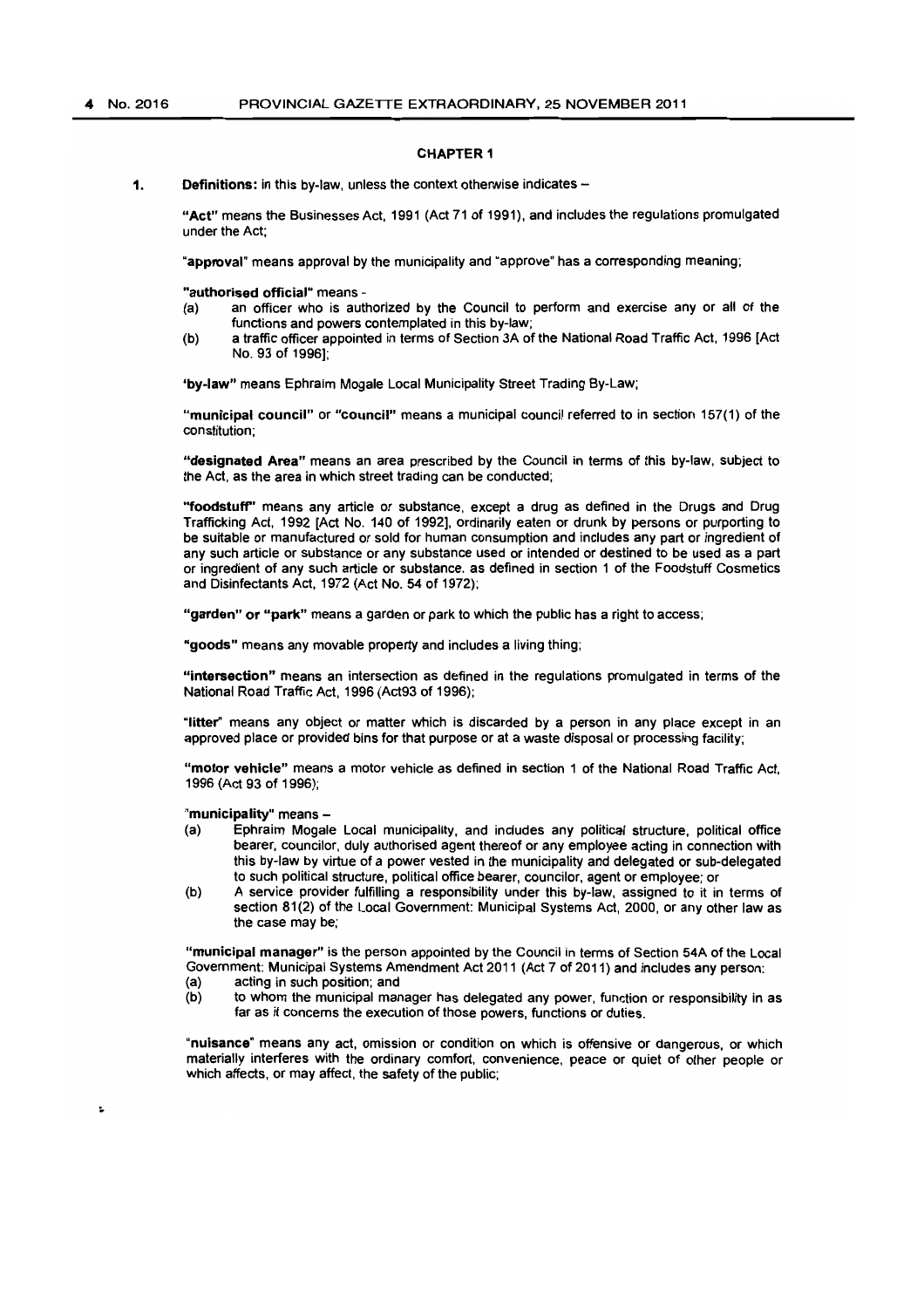## CHAPTER 1

**1. Definitions:** in this by-law, unless the context otherwise indicates –

**"Act"** means the Businesses Act, 1991 (Act 71 of 1991), and includes the regulations promulgated under the Act;

**"approval"** means approval by the municipality and "approve" has a corresponding meaning;

**"authorised official"** means -

(a) an officer who is authorized by the Council to perform and exercise any or all of the functions and powers contemplated in this by-law;

(b) a traffic officer appointed in terms of Section 3A of the National Road Traffic Act, 1996 [Act No. 93 of 1996];

**'by-law"** means Ephraim Mogale Local Municipality Street Trading By-Law;

**"municipal council"** or **"council"** means a municipal council referred to in section 157(1) of the constitution;

**"designated Area"** means an area prescribed by the Council in terms of this by-law, subject to the Act, as the area in which street trading can be conducted;

**"foodstuff"** means any article or substance, except a drug as defined in the Drugs and Drug Trafficking Act, 1992 [Act No. 140 of 1992], ordinarily eaten or drunk by persons or purporting to be suitable or manufactured or sold for human consumption and includes any part or ingredient of any such article or substance or any substance used or intended or destined to be used as a part or ingredient of any such article or substance. as defined in section 1 of the Foodstuff Cosmetics and Disinfectants Act, 1972 (Act No. 54 of 1972);

**"garden" or "park"** means a garden or park to which the public has a right to access;

**"goods"** means any movable property and includes a living thing;

**"intersection"** means an intersection as defined in the regulations promulgated in terms of the National Road Traffic Act, 1996 (Act93 of 1996);

**"litter"** means any object or matter which is discarded by a person in any place except in an approved place or provided bins for that purpose or at a waste disposal or processing facility;

**"motor vehicle"** means a motor vehicle as defined in section 1 of the National Road Traffic Act, 1996 (Act 93 of 1996);

**"municipality"** means –

(a) Ephraim Mogale Local municipality, and includes any political structure, political office bearer, councilor, duly authorised agent thereof or any employee acting in connection with this by-law by virtue of a power vested in the municipality and delegated or sub-delegated to such political structure, political office bearer, councilor, agent or employee; or

(b) A service provider fulfilling a responsibility under this by-law, assigned to it in terms of section 81(2) of the Local Government: Municipal Systems Act, 2000, or any other law as the case may be;

**"municipal manager"** is the person appointed by the Council in terms of Section 54A of the Local Government: Municipal Systems Amendment Act 2011 (Act 7 of 2011) and includes any person:

(a) acting in such position; and

(b) to whom the municipal manager has delegated any power, function or responsibility in as far as it concerns the execution of those powers, functions or duties.

**"nuisance"** means any act, omission or condition on which is offensive or dangerous, or which materially interferes with the ordinary comfort, convenience, peace or quiet of other people or which affects, or may affect, the safety of the public;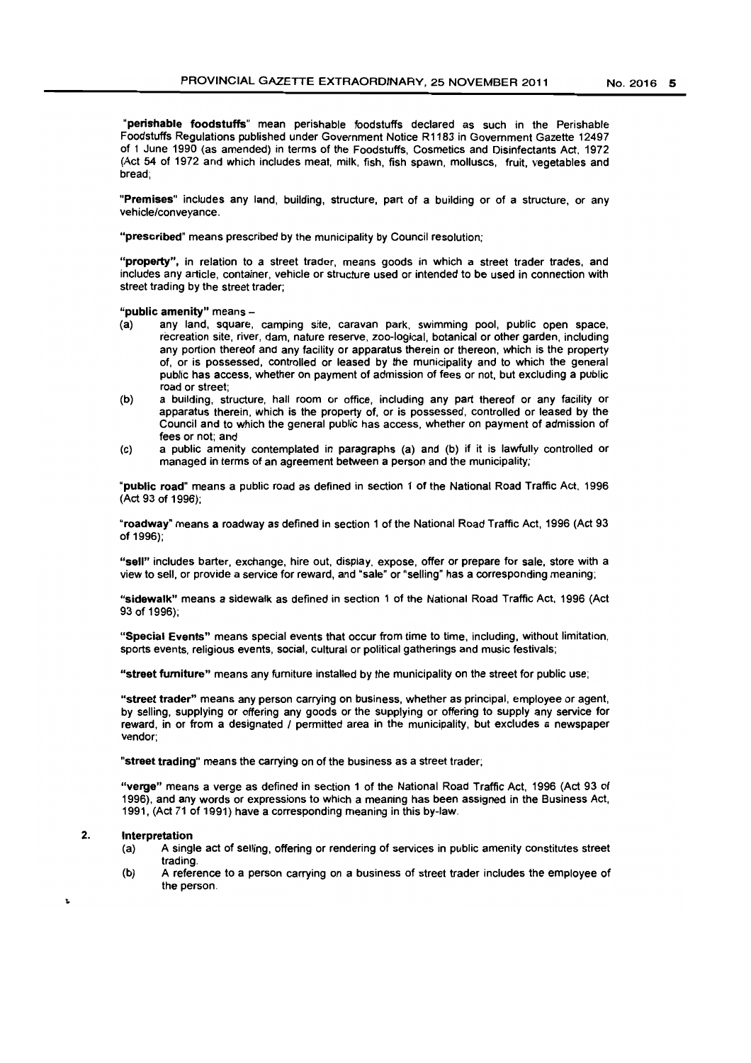"**perishable foodstuffs**" mean perishable foodstuffs declared as such in the Perishable Foodstuffs Regulations published under Government Notice R1183 in Government Gazette 12497 of 1 June 1990 (as amended) in terms of the Foodstuffs, Cosmetics and Disinfectants Act, 1972 (Act 54 of 1972 and which includes meat, milk, fish, fish spawn, molluscs, fruit, vegetables and bread;

"**Premises**" includes any land, building, structure, part of a building or of a structure, or any vehicle/conveyance.

"**prescribed**" means prescribed by the municipality by Council resolution;

"**property**", in relation to a street trader, means goods in which a street trader trades, and includes any article, container, vehicle or structure used or intended to be used in connection with street trading by the street trader;

"**public amenity**" means –

(a) any land, square, camping site, caravan park, swimming pool, public open space, recreation site, river, dam, nature reserve, zoo-logical, botanical or other garden, including any portion thereof and any facility or apparatus therein or thereon, which is the property of, or is possessed, controlled or leased by the municipality and to which the general public has access, whether on payment of admission of fees or not, but excluding a public road or street;

(b) a building, structure, hall room or office, including any part thereof or any facility or apparatus therein, which is the property of, or is possessed, controlled or leased by the Council and to which the general public has access, whether on payment of admission of fees or not; and

(c) a public amenity contemplated in paragraphs (a) and (b) if it is lawfully controlled or managed in terms of an agreement between a person and the municipality;

"**public road**" means a public road as defined in section 1 of the National Road Traffic Act, 1996 (Act 93 of 1996);

"**roadway**" means a roadway as defined in section 1 of the National Road Traffic Act, 1996 (Act 93 of 1996);

"**sell**" includes barter, exchange, hire out, display, expose, offer or prepare for sale, store with a view to sell, or provide a service for reward, and "sale" or "selling" has a corresponding meaning;

"**sidewalk**" means a sidewalk as defined in section 1 of the National Road Traffic Act, 1996 (Act 93 of 1996);

"**Special Events**" means special events that occur from time to time, including, without limitation, sports events, religious events, social, cultural or political gatherings and music festivals;

"**street furniture**" means any furniture installed by the municipality on the street for public use;

"**street trader**" means any person carrying on business, whether as principal, employee or agent, by selling, supplying or offering any goods or the supplying or offering to supply any service for reward, in or from a designated / permitted area in the municipality, but excludes a newspaper vendor;

"**street trading**" means the carrying on of the business as a street trader;

"**verge**" means a verge as defined in section 1 of the National Road Traffic Act, 1996 (Act 93 of 1996), and any words or expressions to which a meaning has been assigned in the Business Act, 1991, (Act 71 of 1991) have a corresponding meaning in this by-law.

**2. Interpretation**

(a) A single act of selling, offering or rendering of services in public amenity constitutes street trading.

(b) A reference to a person carrying on a business of street trader includes the employee of the person.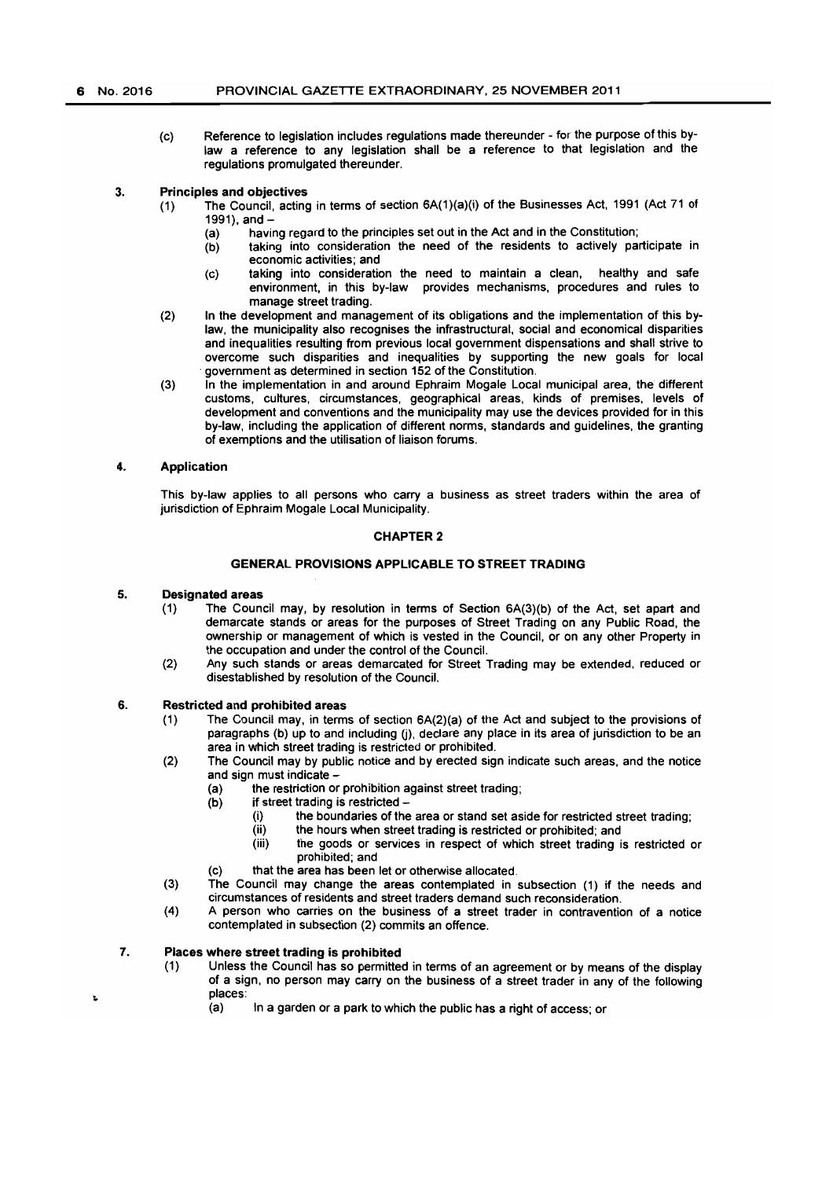(c) Reference to legislation includes regulations made thereunder - for the purpose of this by-law a reference to any legislation shall be a reference to that legislation and the regulations promulgated thereunder.

**3. Principles and objectives**

(1) The Council, acting in terms of section 6A(1)(a)(i) of the Businesses Act, 1991 (Act 71 of 1991), and –

(a) having regard to the principles set out in the Act and in the Constitution;

(b) taking into consideration the need of the residents to actively participate in economic activities; and

(c) taking into consideration the need to maintain a clean, healthy and safe environment, in this by-law provides mechanisms, procedures and rules to manage street trading.

(2) In the development and management of its obligations and the implementation of this by-law, the municipality also recognises the infrastructural, social and economical disparities and inequalities resulting from previous local government dispensations and shall strive to overcome such disparities and inequalities by supporting the new goals for local government as determined in section 152 of the Constitution.

(3) In the implementation in and around Ephraim Mogale Local municipal area, the different customs, cultures, circumstances, geographical areas, kinds of premises, levels of development and conventions and the municipality may use the devices provided for in this by-law, including the application of different norms, standards and guidelines, the granting of exemptions and the utilisation of liaison forums.

**4. Application**

This by-law applies to all persons who carry a business as street traders within the area of jurisdiction of Ephraim Mogale Local Municipality.

## CHAPTER 2

## GENERAL PROVISIONS APPLICABLE TO STREET TRADING

**5. Designated areas**

(1) The Council may, by resolution in terms of Section 6A(3)(b) of the Act, set apart and demarcate stands or areas for the purposes of Street Trading on any Public Road, the ownership or management of which is vested in the Council, or on any other Property in the occupation and under the control of the Council.

(2) Any such stands or areas demarcated for Street Trading may be extended, reduced or disestablished by resolution of the Council.

**6. Restricted and prohibited areas**

(1) The Council may, in terms of section 6A(2)(a) of the Act and subject to the provisions of paragraphs (b) up to and including (j), declare any place in its area of jurisdiction to be an area in which street trading is restricted or prohibited.

(2) The Council may by public notice and by erected sign indicate such areas, and the notice and sign must indicate –

(a) the restriction or prohibition against street trading;

(b) if street trading is restricted –

(i) the boundaries of the area or stand set aside for restricted street trading;

(ii) the hours when street trading is restricted or prohibited; and

(iii) the goods or services in respect of which street trading is restricted or prohibited; and

(c) that the area has been let or otherwise allocated.

(3) The Council may change the areas contemplated in subsection (1) if the needs and circumstances of residents and street traders demand such reconsideration.

(4) A person who carries on the business of a street trader in contravention of a notice contemplated in subsection (2) commits an offence.

**7. Places where street trading is prohibited**

(1) Unless the Council has so permitted in terms of an agreement or by means of the display of a sign, no person may carry on the business of a street trader in any of the following places:

(a) In a garden or a park to which the public has a right of access; or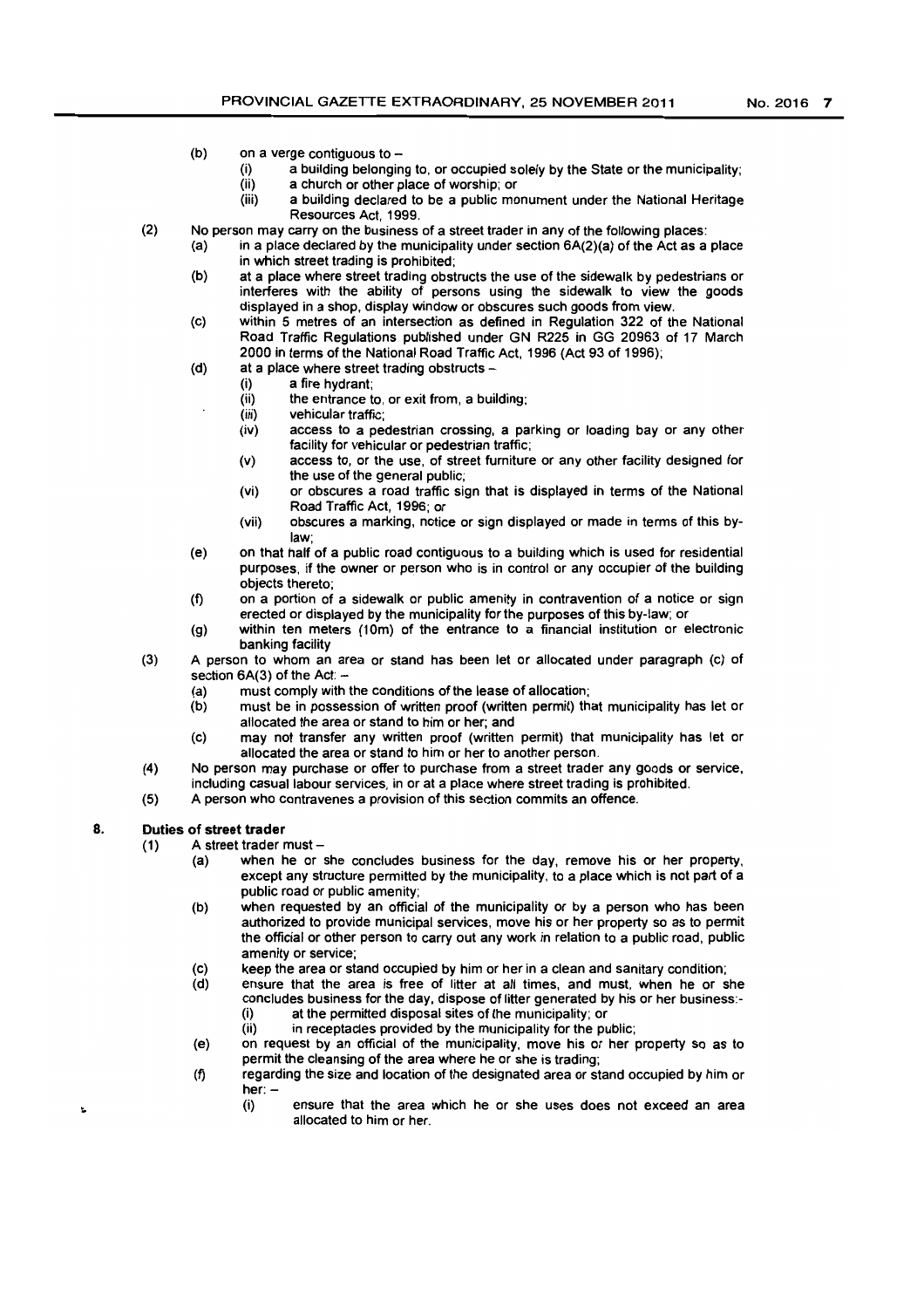(b) on a verge contiguous to –

  (i) a building belonging to, or occupied solely by the State or the municipality;

  (ii) a church or other place of worship; or

  (iii) a building declared to be a public monument under the National Heritage Resources Act, 1999.

(2) No person may carry on the business of a street trader in any of the following places:

  (a) in a place declared by the municipality under section 6A(2)(a) of the Act as a place in which street trading is prohibited;

  (b) at a place where street trading obstructs the use of the sidewalk by pedestrians or interferes with the ability of persons using the sidewalk to view the goods displayed in a shop, display window or obscures such goods from view.

  (c) within 5 metres of an intersection as defined in Regulation 322 of the National Road Traffic Regulations published under GN R225 in GG 20963 of 17 March 2000 in terms of the National Road Traffic Act, 1996 (Act 93 of 1996);

  (d) at a place where street trading obstructs –

    (i) a fire hydrant;

    (ii) the entrance to, or exit from, a building;

    (iii) vehicular traffic;

    (iv) access to a pedestrian crossing, a parking or loading bay or any other facility for vehicular or pedestrian traffic;

    (v) access to, or the use, of street furniture or any other facility designed for the use of the general public;

    (vi) or obscures a road traffic sign that is displayed in terms of the National Road Traffic Act, 1996; or

    (vii) obscures a marking, notice or sign displayed or made in terms of this by-law;

  (e) on that half of a public road contiguous to a building which is used for residential purposes, if the owner or person who is in control or any occupier of the building objects thereto;

  (f) on a portion of a sidewalk or public amenity in contravention of a notice or sign erected or displayed by the municipality for the purposes of this by-law; or

  (g) within ten meters (10m) of the entrance to a financial institution or electronic banking facility

(3) A person to whom an area or stand has been let or allocated under paragraph (c) of section 6A(3) of the Act: –

  (a) must comply with the conditions of the lease of allocation;

  (b) must be in possession of written proof (written permit) that municipality has let or allocated the area or stand to him or her; and

  (c) may not transfer any written proof (written permit) that municipality has let or allocated the area or stand to him or her to another person.

(4) No person may purchase or offer to purchase from a street trader any goods or service, including casual labour services, in or at a place where street trading is prohibited.

(5) A person who contravenes a provision of this section commits an offence.

**8. Duties of street trader**

(1) A street trader must –

  (a) when he or she concludes business for the day, remove his or her property, except any structure permitted by the municipality, to a place which is not part of a public road or public amenity;

  (b) when requested by an official of the municipality or by a person who has been authorized to provide municipal services, move his or her property so as to permit the official or other person to carry out any work in relation to a public road, public amenity or service;

  (c) keep the area or stand occupied by him or her in a clean and sanitary condition;

  (d) ensure that the area is free of litter at all times, and must, when he or she concludes business for the day, dispose of litter generated by his or her business:-

    (i) at the permitted disposal sites of the municipality; or

    (ii) in receptacles provided by the municipality for the public;

  (e) on request by an official of the municipality, move his or her property so as to permit the cleansing of the area where he or she is trading;

  (f) regarding the size and location of the designated area or stand occupied by him or her: –

    (i) ensure that the area which he or she uses does not exceed an area allocated to him or her.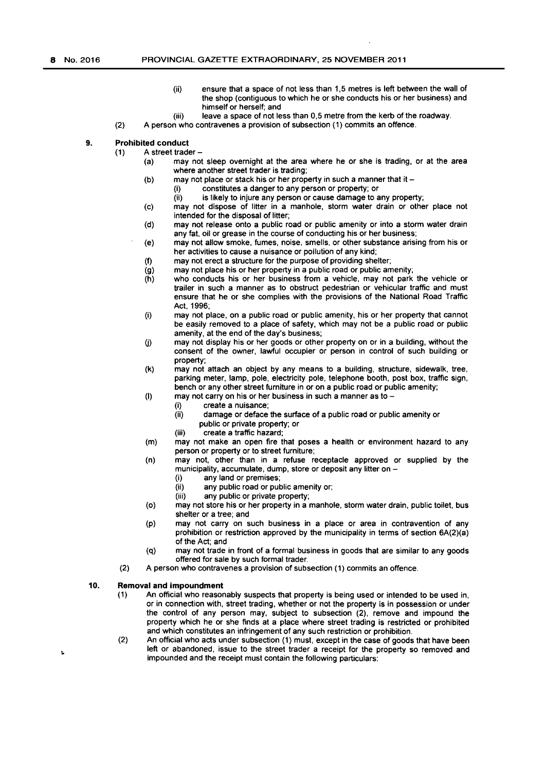(ii) ensure that a space of not less than 1,5 metres is left between the wall of the shop (contiguous to which he or she conducts his or her business) and himself or herself; and

(iii) leave a space of not less than 0,5 metre from the kerb of the roadway.

(2) A person who contravenes a provision of subsection (1) commits an offence.

## 9. Prohibited conduct

(1) A street trader –

(a) may not sleep overnight at the area where he or she is trading, or at the area where another street trader is trading;

(b) may not place or stack his or her property in such a manner that it –

(i) constitutes a danger to any person or property; or

(ii) is likely to injure any person or cause damage to any property;

(c) may not dispose of litter in a manhole, storm water drain or other place not intended for the disposal of litter;

(d) may not release onto a public road or public amenity or into a storm water drain any fat, oil or grease in the course of conducting his or her business;

(e) may not allow smoke, fumes, noise, smells, or other substance arising from his or her activities to cause a nuisance or pollution of any kind;

(f) may not erect a structure for the purpose of providing shelter;

(g) may not place his or her property in a public road or public amenity;

(h) who conducts his or her business from a vehicle, may not park the vehicle or trailer in such a manner as to obstruct pedestrian or vehicular traffic and must ensure that he or she complies with the provisions of the National Road Traffic Act, 1996;

(i) may not place, on a public road or public amenity, his or her property that cannot be easily removed to a place of safety, which may not be a public road or public amenity, at the end of the day's business;

(j) may not display his or her goods or other property on or in a building, without the consent of the owner, lawful occupier or person in control of such building or property;

(k) may not attach an object by any means to a building, structure, sidewalk, tree, parking meter, lamp, pole, electricity pole, telephone booth, post box, traffic sign, bench or any other street furniture in or on a public road or public amenity;

(l) may not carry on his or her business in such a manner as to –

(i) create a nuisance;

(ii) damage or deface the surface of a public road or public amenity or public or private property; or

(iii) create a traffic hazard;

(m) may not make an open fire that poses a health or environment hazard to any person or property or to street furniture;

(n) may not, other than in a refuse receptacle approved or supplied by the municipality, accumulate, dump, store or deposit any litter on –

(i) any land or premises;

(ii) any public road or public amenity or;

(iii) any public or private property;

(o) may not store his or her property in a manhole, storm water drain, public toilet, bus shelter or a tree; and

(p) may not carry on such business in a place or area in contravention of any prohibition or restriction approved by the municipality in terms of section 6A(2)(a) of the Act; and

(q) may not trade in front of a formal business in goods that are similar to any goods offered for sale by such formal trader.

(2) A person who contravenes a provision of subsection (1) commits an offence.

## 10. Removal and impoundment

(1) An official who reasonably suspects that property is being used or intended to be used in, or in connection with, street trading, whether or not the property is in possession or under the control of any person may, subject to subsection (2), remove and impound the property which he or she finds at a place where street trading is restricted or prohibited and which constitutes an infringement of any such restriction or prohibition.

(2) An official who acts under subsection (1) must, except in the case of goods that have been left or abandoned, issue to the street trader a receipt for the property so removed and impounded and the receipt must contain the following particulars: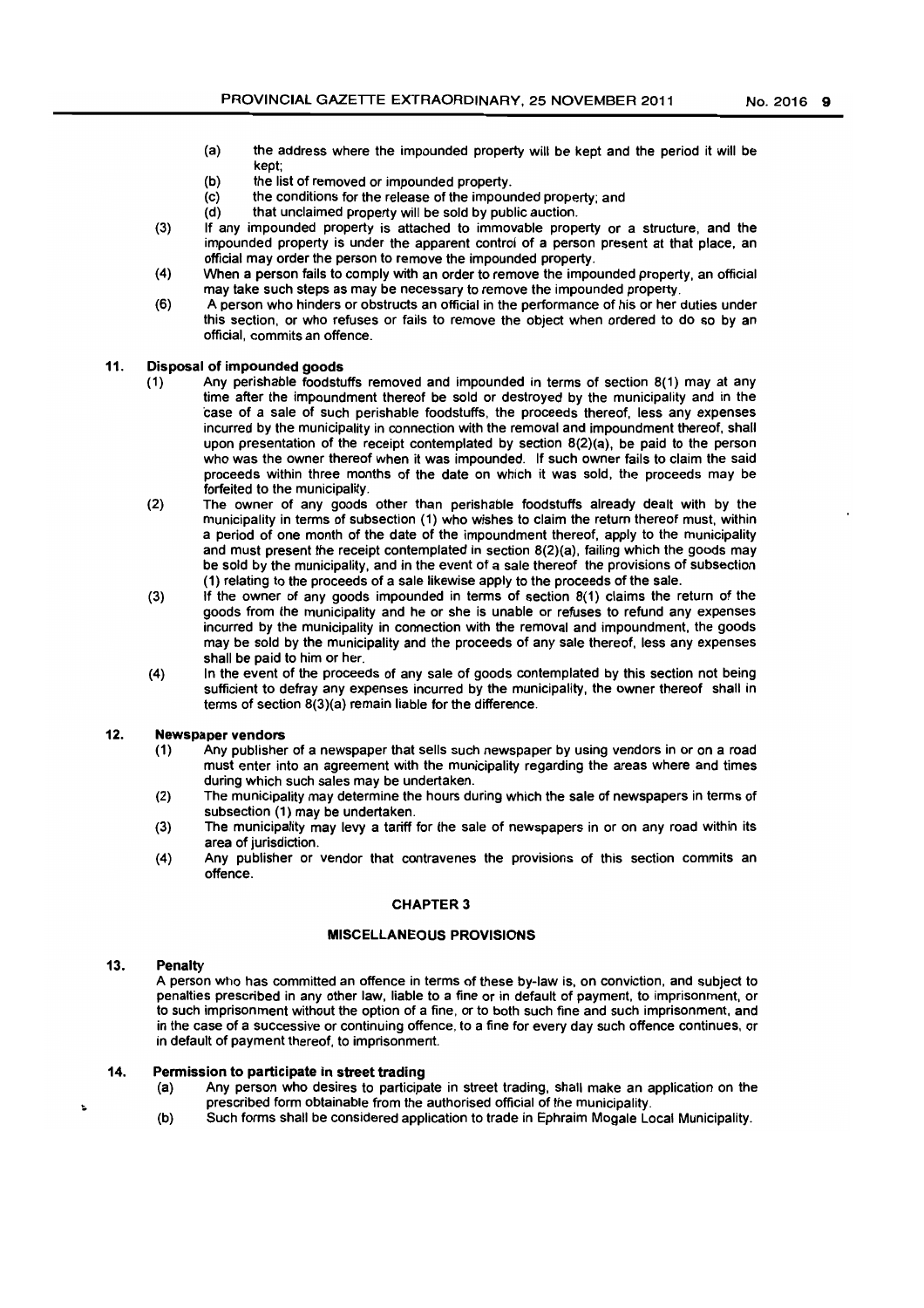(a) the address where the impounded property will be kept and the period it will be kept;

(b) the list of removed or impounded property.

(c) the conditions for the release of the impounded property; and

(d) that unclaimed property will be sold by public auction.

(3) If any impounded property is attached to immovable property or a structure, and the impounded property is under the apparent control of a person present at that place, an official may order the person to remove the impounded property.

(4) When a person fails to comply with an order to remove the impounded property, an official may take such steps as may be necessary to remove the impounded property.

(6) A person who hinders or obstructs an official in the performance of his or her duties under this section, or who refuses or fails to remove the object when ordered to do so by an official, commits an offence.

**11. Disposal of impounded goods**

(1) Any perishable foodstuffs removed and impounded in terms of section 8(1) may at any time after the impoundment thereof be sold or destroyed by the municipality and in the case of a sale of such perishable foodstuffs, the proceeds thereof, less any expenses incurred by the municipality in connection with the removal and impoundment thereof, shall upon presentation of the receipt contemplated by section 8(2)(a), be paid to the person who was the owner thereof when it was impounded. If such owner fails to claim the said proceeds within three months of the date on which it was sold, the proceeds may be forfeited to the municipality.

(2) The owner of any goods other than perishable foodstuffs already dealt with by the municipality in terms of subsection (1) who wishes to claim the return thereof must, within a period of one month of the date of the impoundment thereof, apply to the municipality and must present the receipt contemplated in section 8(2)(a), failing which the goods may be sold by the municipality, and in the event of a sale thereof the provisions of subsection (1) relating to the proceeds of a sale likewise apply to the proceeds of the sale.

(3) If the owner of any goods impounded in terms of section 8(1) claims the return of the goods from the municipality and he or she is unable or refuses to refund any expenses incurred by the municipality in connection with the removal and impoundment, the goods may be sold by the municipality and the proceeds of any sale thereof, less any expenses shall be paid to him or her.

(4) In the event of the proceeds of any sale of goods contemplated by this section not being sufficient to defray any expenses incurred by the municipality, the owner thereof shall in terms of section 8(3)(a) remain liable for the difference.

**12. Newspaper vendors**

(1) Any publisher of a newspaper that sells such newspaper by using vendors in or on a road must enter into an agreement with the municipality regarding the areas where and times during which such sales may be undertaken.

(2) The municipality may determine the hours during which the sale of newspapers in terms of subsection (1) may be undertaken.

(3) The municipality may levy a tariff for the sale of newspapers in or on any road within its area of jurisdiction.

(4) Any publisher or vendor that contravenes the provisions of this section commits an offence.

## CHAPTER 3

## MISCELLANEOUS PROVISIONS

**13. Penalty**

A person who has committed an offence in terms of these by-law is, on conviction, and subject to penalties prescribed in any other law, liable to a fine or in default of payment, to imprisonment, or to such imprisonment without the option of a fine, or to both such fine and such imprisonment, and in the case of a successive or continuing offence, to a fine for every day such offence continues, or in default of payment thereof, to imprisonment.

**14. Permission to participate in street trading**

(a) Any person who desires to participate in street trading, shall make an application on the prescribed form obtainable from the authorised official of the municipality.

(b) Such forms shall be considered application to trade in Ephraim Mogale Local Municipality.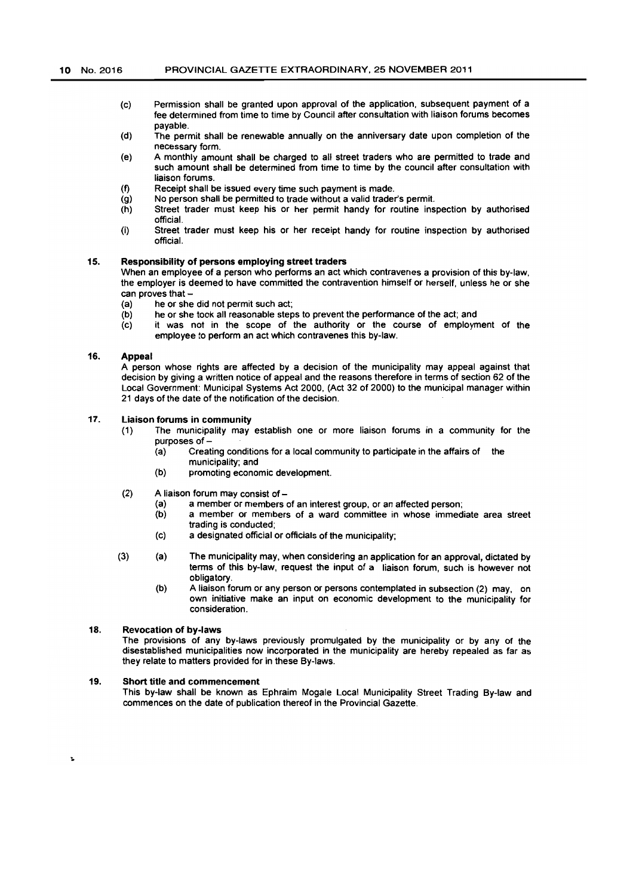(c) Permission shall be granted upon approval of the application, subsequent payment of a fee determined from time to time by Council after consultation with liaison forums becomes payable.

(d) The permit shall be renewable annually on the anniversary date upon completion of the necessary form.

(e) A monthly amount shall be charged to all street traders who are permitted to trade and such amount shall be determined from time to time by the council after consultation with liaison forums.

(f) Receipt shall be issued every time such payment is made.

(g) No person shall be permitted to trade without a valid trader's permit.

(h) Street trader must keep his or her permit handy for routine inspection by authorised official.

(i) Street trader must keep his or her receipt handy for routine inspection by authorised official.

**15. Responsibility of persons employing street traders**

When an employee of a person who performs an act which contravenes a provision of this by-law, the employer is deemed to have committed the contravention himself or herself, unless he or she can proves that –

(a) he or she did not permit such act;

(b) he or she took all reasonable steps to prevent the performance of the act; and

(c) it was not in the scope of the authority or the course of employment of the employee to perform an act which contravenes this by-law.

**16. Appeal**

A person whose rights are affected by a decision of the municipality may appeal against that decision by giving a written notice of appeal and the reasons therefore in terms of section 62 of the Local Government: Municipal Systems Act 2000, (Act 32 of 2000) to the municipal manager within 21 days of the date of the notification of the decision.

**17. Liaison forums in community**

(1) The municipality may establish one or more liaison forums in a community for the purposes of –

(a) Creating conditions for a local community to participate in the affairs of the municipality; and

(b) promoting economic development.

(2) A liaison forum may consist of –

(a) a member or members of an interest group, or an affected person;

(b) a member or members of a ward committee in whose immediate area street trading is conducted;

(c) a designated official or officials of the municipality;

(3) (a) The municipality may, when considering an application for an approval, dictated by terms of this by-law, request the input of a liaison forum, such is however not obligatory.

(b) A liaison forum or any person or persons contemplated in subsection (2) may, on own initiative make an input on economic development to the municipality for consideration.

**18. Revocation of by-laws**

The provisions of any by-laws previously promulgated by the municipality or by any of the disestablished municipalities now incorporated in the municipality are hereby repealed as far as they relate to matters provided for in these By-laws.

**19. Short title and commencement**

This by-law shall be known as Ephraim Mogale Local Municipality Street Trading By-law and commences on the date of publication thereof in the Provincial Gazette.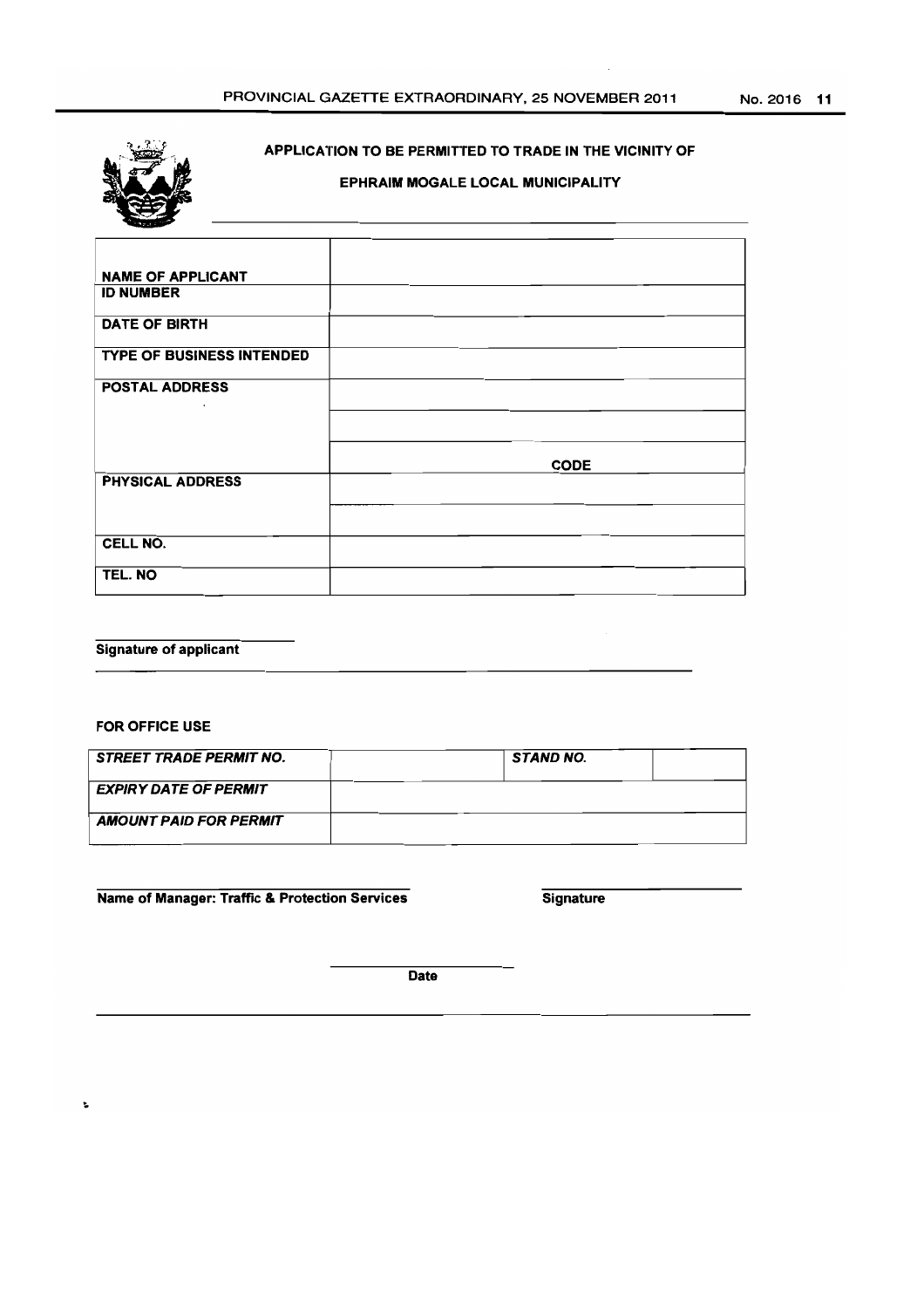## APPLICATION TO BE PERMITTED TO TRADE IN THE VICINITY OF

## EPHRAIM MOGALE LOCAL MUNICIPALITY

| | |
|---|---|
| **NAME OF APPLICANT** | |
| **ID NUMBER** | |
| **DATE OF BIRTH** | |
| **TYPE OF BUSINESS INTENDED** | |
| **POSTAL ADDRESS** | |
| | |
| | **CODE** |
| **PHYSICAL ADDRESS** | |
| | |
| **CELL NO.** | |
| **TEL. NO** | |

______________________

**Signature of applicant**

**FOR OFFICE USE**

| | | | |
|---|---|---|---|
| ***STREET TRADE PERMIT NO.*** | | ***STAND NO.*** | |
| ***EXPIRY DATE OF PERMIT*** | | | |
| ***AMOUNT PAID FOR PERMIT*** | | | |

______________________ ______________________

**Name of Manager: Traffic & Protection Services** **Signature**

______________________

**Date**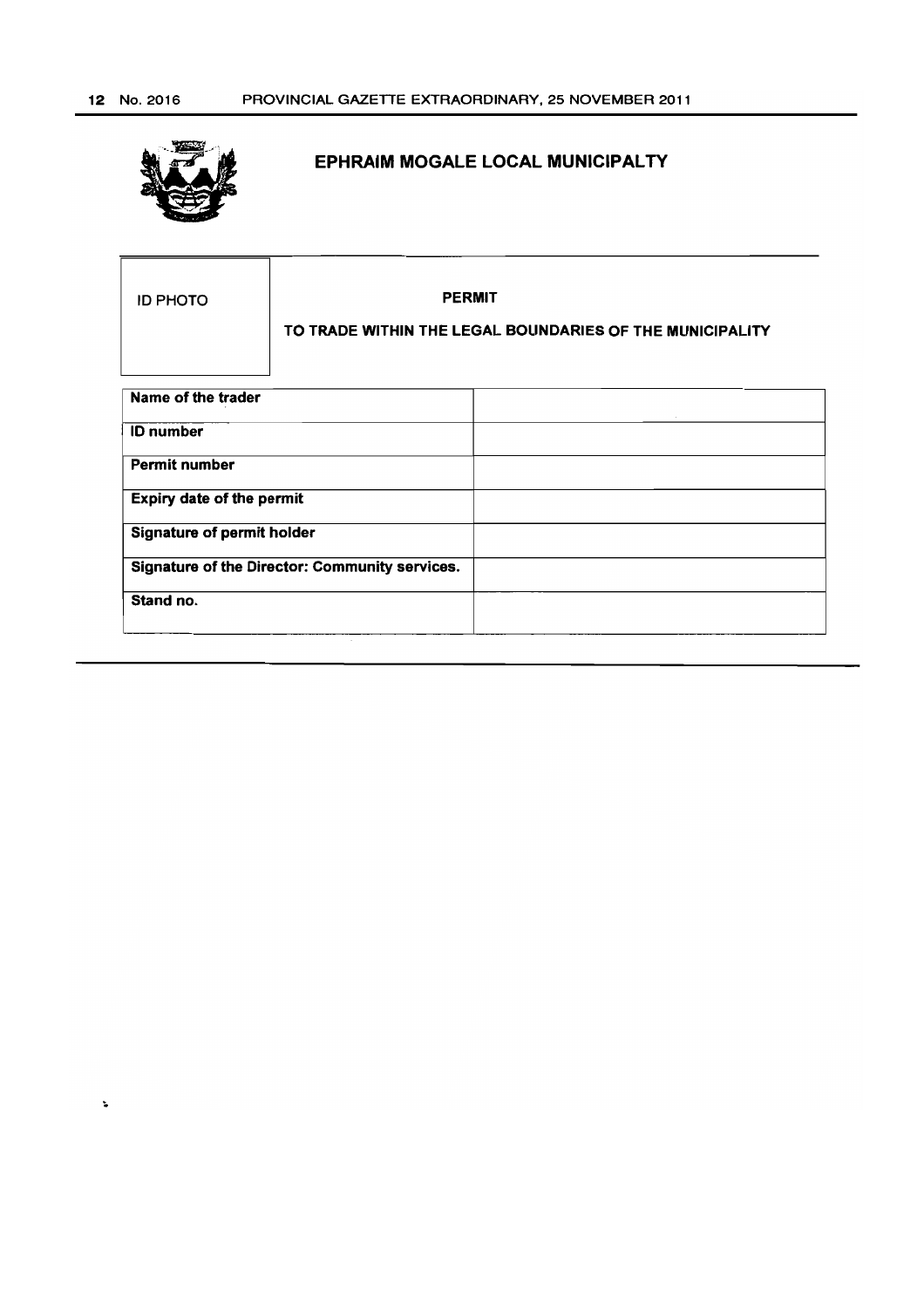# EPHRAIM MOGALE LOCAL MUNICIPALTY

ID PHOTO

**PERMIT**

**TO TRADE WITHIN THE LEGAL BOUNDARIES OF THE MUNICIPALITY**

| | |
|---|---|
| **Name of the trader** | |
| **ID number** | |
| **Permit number** | |
| **Expiry date of the permit** | |
| **Signature of permit holder** | |
| **Signature of the Director: Community services.** | |
| **Stand no.** | |